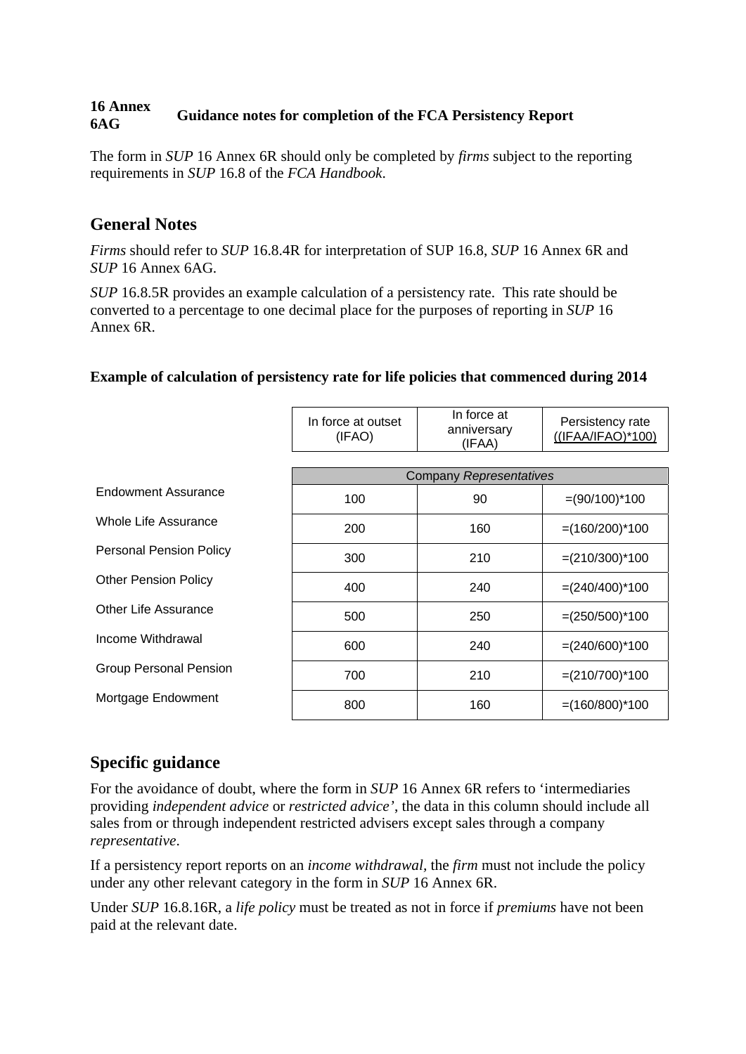**16 Annex 6AG** **Guidance notes for completion of the FCA Persistency Report**

The form in *SUP* 16 Annex 6R should only be completed by *firms* subject to the reporting requirements in *SUP* 16.8 of the *FCA Handbook*.

## General Notes

*Firms* should refer to *SUP* 16.8.4R for interpretation of SUP 16.8, *SUP* 16 Annex 6R and *SUP* 16 Annex 6AG.

*SUP* 16.8.5R provides an example calculation of a persistency rate. This rate should be converted to a percentage to one decimal place for the purposes of reporting in *SUP* 16 Annex 6R.

**Example of calculation of persistency rate for life policies that commenced during 2014**

| | In force at outset (IFAO) | In force at anniversary (IFAA) | Persistency rate ((IFAA/IFAO)*100) |
|---|---|---|---|
| | Company *Representatives* | | |
| Endowment Assurance | 100 | 90 | =(90/100)*100 |
| Whole Life Assurance | 200 | 160 | =(160/200)*100 |
| Personal Pension Policy | 300 | 210 | =(210/300)*100 |
| Other Pension Policy | 400 | 240 | =(240/400)*100 |
| Other Life Assurance | 500 | 250 | =(250/500)*100 |
| Income Withdrawal | 600 | 240 | =(240/600)*100 |
| Group Personal Pension | 700 | 210 | =(210/700)*100 |
| Mortgage Endowment | 800 | 160 | =(160/800)*100 |

## Specific guidance

For the avoidance of doubt, where the form in *SUP* 16 Annex 6R refers to 'intermediaries providing *independent advice* or *restricted advice'*, the data in this column should include all sales from or through independent restricted advisers except sales through a company *representative*.

If a persistency report reports on an *income withdrawal,* the *firm* must not include the policy under any other relevant category in the form in *SUP* 16 Annex 6R.

Under *SUP* 16.8.16R, a *life policy* must be treated as not in force if *premiums* have not been paid at the relevant date.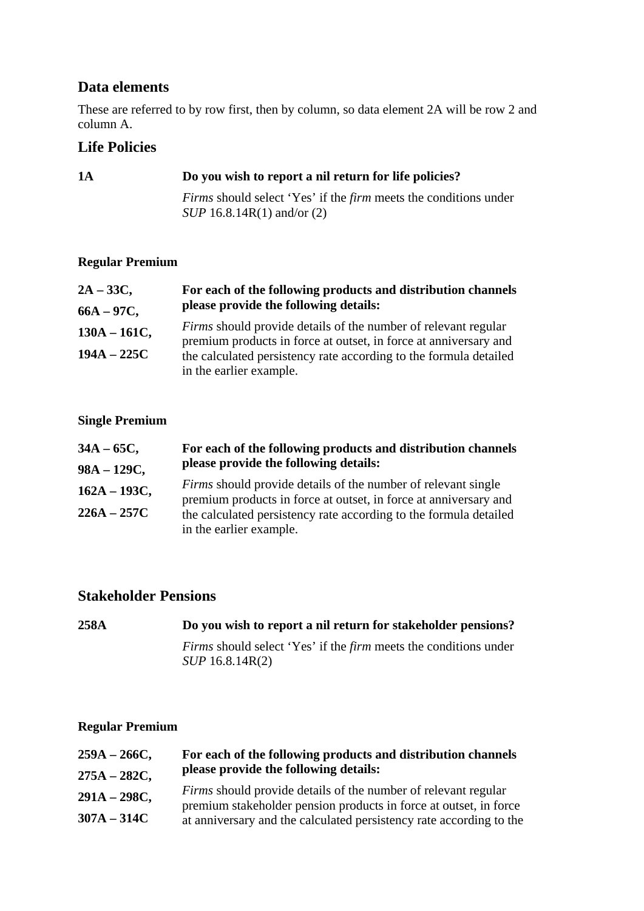## Data elements

These are referred to by row first, then by column, so data element 2A will be row 2 and column A.

## Life Policies

**1A** **Do you wish to report a nil return for life policies?**

*Firms* should select 'Yes' if the *firm* meets the conditions under *SUP* 16.8.14R(1) and/or (2)

#### Regular Premium

**2A – 33C,**
**66A – 97C,**
**130A – 161C,**
**194A – 225C**

**For each of the following products and distribution channels please provide the following details:**

*Firms* should provide details of the number of relevant regular premium products in force at outset, in force at anniversary and the calculated persistency rate according to the formula detailed in the earlier example.

#### Single Premium

**34A – 65C,**
**98A – 129C,**
**162A – 193C,**
**226A – 257C**

**For each of the following products and distribution channels please provide the following details:**

*Firms* should provide details of the number of relevant single premium products in force at outset, in force at anniversary and the calculated persistency rate according to the formula detailed in the earlier example.

## Stakeholder Pensions

**258A** **Do you wish to report a nil return for stakeholder pensions?**

*Firms* should select 'Yes' if the *firm* meets the conditions under *SUP* 16.8.14R(2)

#### Regular Premium

**259A – 266C,**
**275A – 282C,**
**291A – 298C,**
**307A – 314C**

**For each of the following products and distribution channels please provide the following details:**

*Firms* should provide details of the number of relevant regular premium stakeholder pension products in force at outset, in force at anniversary and the calculated persistency rate according to the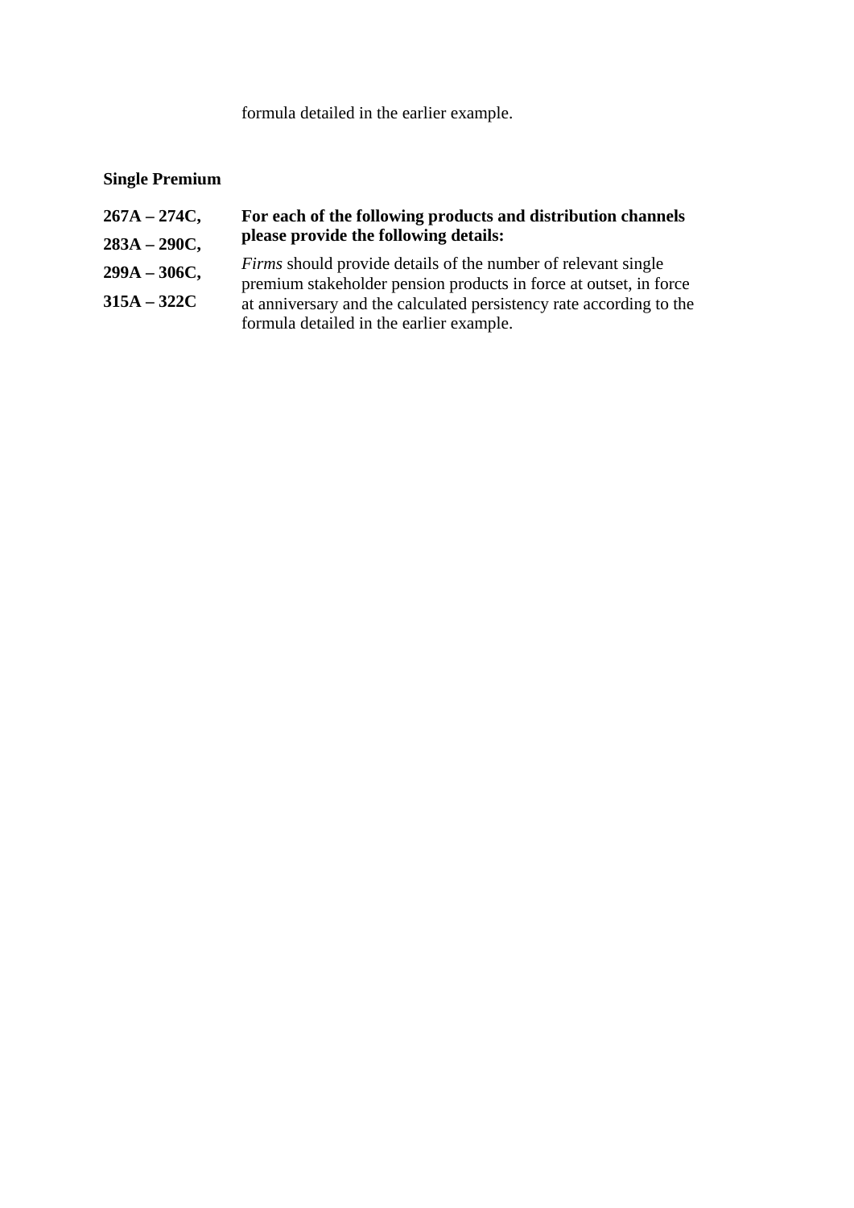formula detailed in the earlier example.

**Single Premium**

| | |
|---|---|
| **267A – 274C,**<br>**283A – 290C,**<br>**299A – 306C,**<br>**315A – 322C** | **For each of the following products and distribution channels please provide the following details:**<br>*Firms* should provide details of the number of relevant single premium stakeholder pension products in force at outset, in force at anniversary and the calculated persistency rate according to the formula detailed in the earlier example. |